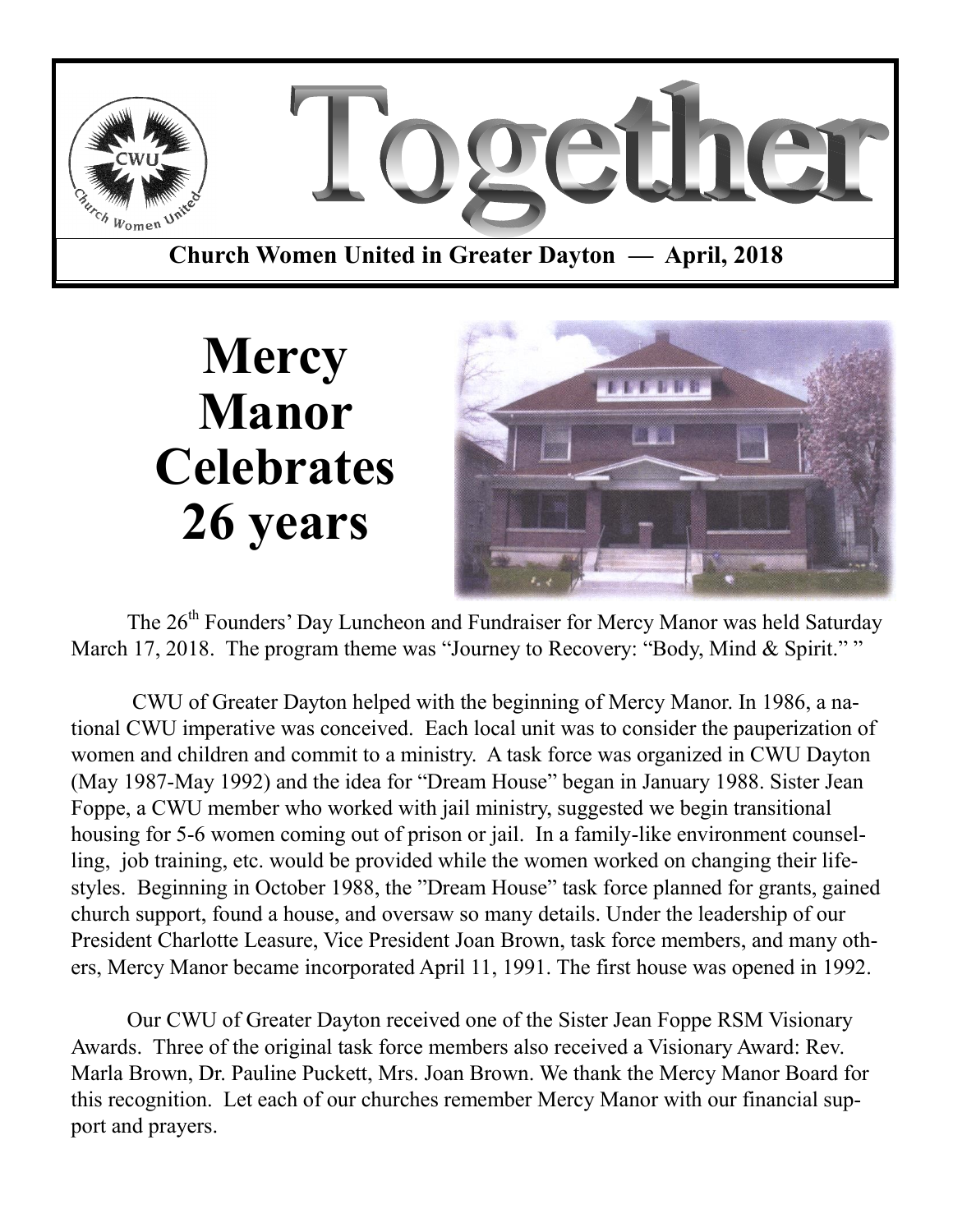# Together

**Church Women United in Greater Dayton — April, 2018**

# Mercy Manor Celebrates 26 years

The 26th Founders' Day Luncheon and Fundraiser for Mercy Manor was held Saturday March 17, 2018. The program theme was "Journey to Recovery: "Body, Mind & Spirit." "

CWU of Greater Dayton helped with the beginning of Mercy Manor. In 1986, a national CWU imperative was conceived. Each local unit was to consider the pauperization of women and children and commit to a ministry. A task force was organized in CWU Dayton (May 1987-May 1992) and the idea for "Dream House" began in January 1988. Sister Jean Foppe, a CWU member who worked with jail ministry, suggested we begin transitional housing for 5-6 women coming out of prison or jail. In a family-like environment counselling, job training, etc. would be provided while the women worked on changing their lifestyles. Beginning in October 1988, the "Dream House" task force planned for grants, gained church support, found a house, and oversaw so many details. Under the leadership of our President Charlotte Leasure, Vice President Joan Brown, task force members, and many others, Mercy Manor became incorporated April 11, 1991. The first house was opened in 1992.

Our CWU of Greater Dayton received one of the Sister Jean Foppe RSM Visionary Awards. Three of the original task force members also received a Visionary Award: Rev. Marla Brown, Dr. Pauline Puckett, Mrs. Joan Brown. We thank the Mercy Manor Board for this recognition. Let each of our churches remember Mercy Manor with our financial support and prayers.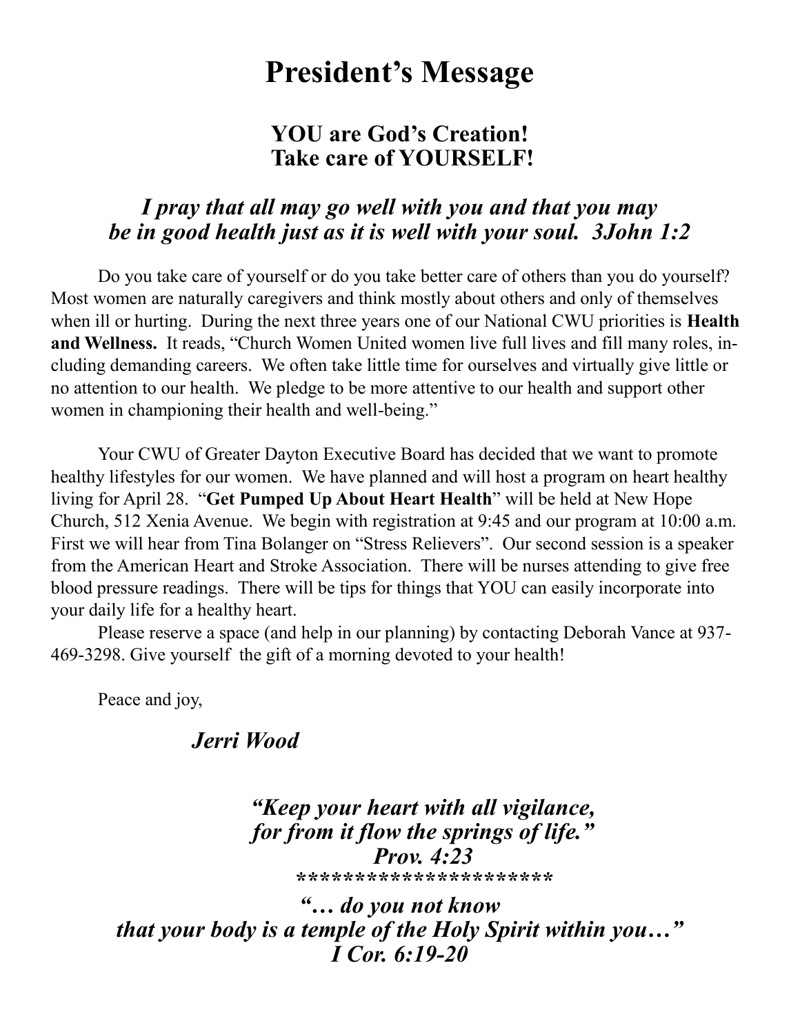# President's Message

## YOU are God's Creation!
## Take care of YOURSELF!

### *I pray that all may go well with you and that you may be in good health just as it is well with your soul. 3John 1:2*

Do you take care of yourself or do you take better care of others than you do yourself? Most women are naturally caregivers and think mostly about others and only of themselves when ill or hurting. During the next three years one of our National CWU priorities is **Health and Wellness.** It reads, "Church Women United women live full lives and fill many roles, including demanding careers. We often take little time for ourselves and virtually give little or no attention to our health. We pledge to be more attentive to our health and support other women in championing their health and well-being."

Your CWU of Greater Dayton Executive Board has decided that we want to promote healthy lifestyles for our women. We have planned and will host a program on heart healthy living for April 28. "**Get Pumped Up About Heart Health**" will be held at New Hope Church, 512 Xenia Avenue. We begin with registration at 9:45 and our program at 10:00 a.m. First we will hear from Tina Bolanger on "Stress Relievers". Our second session is a speaker from the American Heart and Stroke Association. There will be nurses attending to give free blood pressure readings. There will be tips for things that YOU can easily incorporate into your daily life for a healthy heart.

Please reserve a space (and help in our planning) by contacting Deborah Vance at 937-469-3298. Give yourself the gift of a morning devoted to your health!

Peace and joy,

***Jerri Wood***

***"Keep your heart with all vigilance, for from it flow the springs of life." Prov. 4:23***

*********************

***"… do you not know that your body is a temple of the Holy Spirit within you…" I Cor. 6:19-20***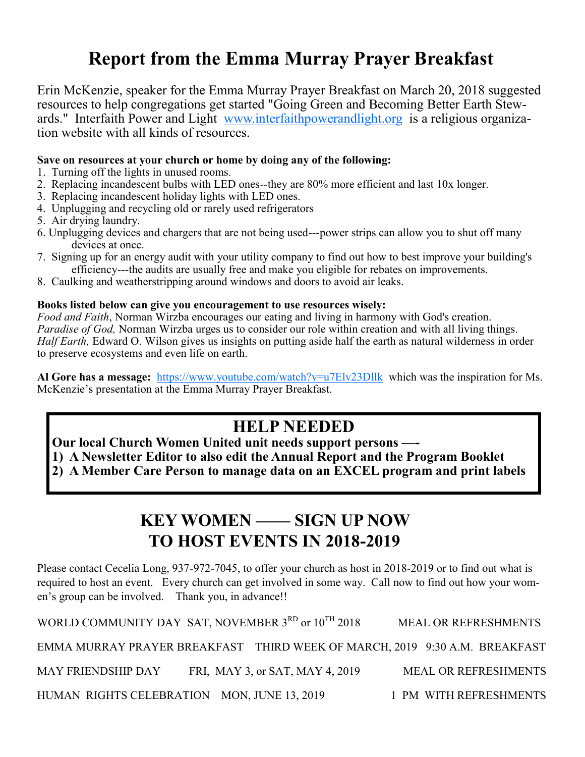# Report from the Emma Murray Prayer Breakfast

Erin McKenzie, speaker for the Emma Murray Prayer Breakfast on March 20, 2018 suggested resources to help congregations get started "Going Green and Becoming Better Earth Stewards." Interfaith Power and Light [www.interfaithpowerandlight.org](www.interfaithpowerandlight.org) is a religious organization website with all kinds of resources.

**Save on resources at your church or home by doing any of the following:**

1. Turning off the lights in unused rooms.
2. Replacing incandescent bulbs with LED ones--they are 80% more efficient and last 10x longer.
3. Replacing incandescent holiday lights with LED ones.
4. Unplugging and recycling old or rarely used refrigerators
5. Air drying laundry.
6. Unplugging devices and chargers that are not being used---power strips can allow you to shut off many devices at once.
7. Signing up for an energy audit with your utility company to find out how to best improve your building's efficiency---the audits are usually free and make you eligible for rebates on improvements.
8. Caulking and weatherstripping around windows and doors to avoid air leaks.

**Books listed below can give you encouragement to use resources wisely:**

*Food and Faith*, Norman Wirzba encourages our eating and living in harmony with God's creation.
*Paradise of God,* Norman Wirzba urges us to consider our role within creation and with all living things.
*Half Earth,* Edward O. Wilson gives us insights on putting aside half the earth as natural wilderness in order to preserve ecosystems and even life on earth.

**Al Gore has a message:** [https://www.youtube.com/watch?v=u7Elv23Dllk](https://www.youtube.com/watch?v=u7Elv23Dllk) which was the inspiration for Ms. McKenzie's presentation at the Emma Murray Prayer Breakfast.

## HELP NEEDED

**Our local Church Women United unit needs support persons —-**

**1) A Newsletter Editor to also edit the Annual Report and the Program Booklet**

**2) A Member Care Person to manage data on an EXCEL program and print labels**

## KEY WOMEN —— SIGN UP NOW TO HOST EVENTS IN 2018-2019

Please contact Cecelia Long, 937-972-7045, to offer your church as host in 2018-2019 or to find out what is required to host an event. Every church can get involved in some way. Call now to find out how your women's group can be involved. Thank you, in advance!!

| | | |
|---|---|---|
| WORLD COMMUNITY DAY | SAT, NOVEMBER 3RD or 10TH 2018 | MEAL OR REFRESHMENTS |
| EMMA MURRAY PRAYER BREAKFAST | THIRD WEEK OF MARCH, 2019 | 9:30 A.M. BREAKFAST |
| MAY FRIENDSHIP DAY | FRI, MAY 3, or SAT, MAY 4, 2019 | MEAL OR REFRESHMENTS |
| HUMAN RIGHTS CELEBRATION | MON, JUNE 13, 2019 | 1 PM WITH REFRESHMENTS |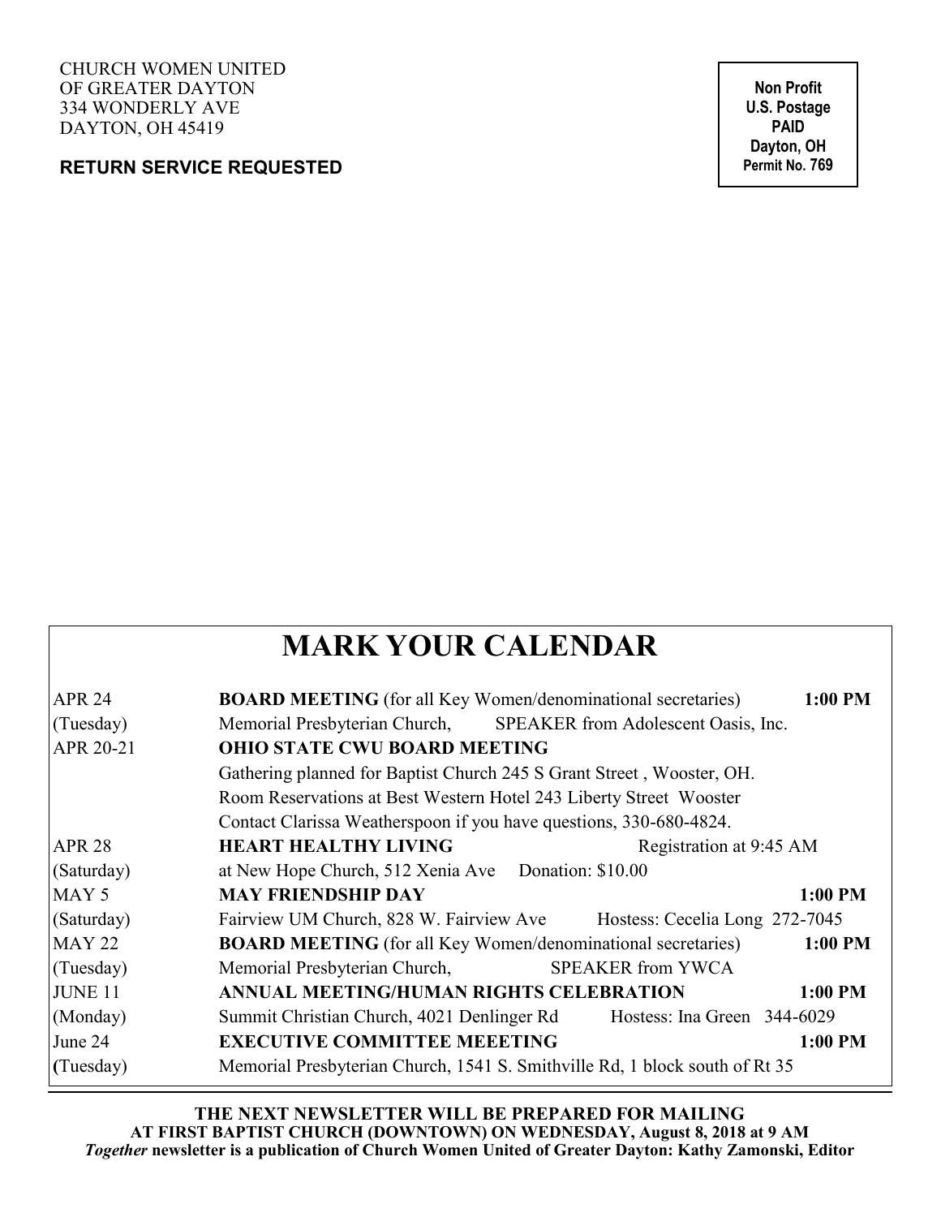CHURCH WOMEN UNITED
OF GREATER DAYTON
334 WONDERLY AVE
DAYTON, OH 45419

**RETURN SERVICE REQUESTED**

**Non Profit**
**U.S. Postage**
**PAID**
**Dayton, OH**
**Permit No. 769**

# MARK YOUR CALENDAR

| | | | |
|---|---|---|---|
| APR 24 | **BOARD MEETING** (for all Key Women/denominational secretaries) | | **1:00 PM** |
| (Tuesday) | Memorial Presbyterian Church, | SPEAKER from Adolescent Oasis, Inc. | |
| APR 20-21 | **OHIO STATE CWU BOARD MEETING** | | |
| | Gathering planned for Baptist Church 245 S Grant Street , Wooster, OH. | | |
| | Room Reservations at Best Western Hotel 243 Liberty Street Wooster | | |
| | Contact Clarissa Weatherspoon if you have questions, 330-680-4824. | | |
| APR 28 | **HEART HEALTHY LIVING** | Registration at 9:45 AM | |
| (Saturday) | at New Hope Church, 512 Xenia Ave Donation: $10.00 | | |
| MAY 5 | **MAY FRIENDSHIP DAY** | | **1:00 PM** |
| (Saturday) | Fairview UM Church, 828 W. Fairview Ave | Hostess: Cecelia Long 272-7045 | |
| MAY 22 | **BOARD MEETING** (for all Key Women/denominational secretaries) | | **1:00 PM** |
| (Tuesday) | Memorial Presbyterian Church, | SPEAKER from YWCA | |
| JUNE 11 | **ANNUAL MEETING/HUMAN RIGHTS CELEBRATION** | | **1:00 PM** |
| (Monday) | Summit Christian Church, 4021 Denlinger Rd | Hostess: Ina Green 344-6029 | |
| June 24 | **EXECUTIVE COMMITTEE MEEETING** | | **1:00 PM** |
| (Tuesday) | Memorial Presbyterian Church, 1541 S. Smithville Rd, 1 block south of Rt 35 | | |

**THE NEXT NEWSLETTER WILL BE PREPARED FOR MAILING**
**AT FIRST BAPTIST CHURCH (DOWNTOWN) ON WEDNESDAY, August 8, 2018 at 9 AM**
***Together* newsletter is a publication of Church Women United of Greater Dayton: Kathy Zamonski, Editor**